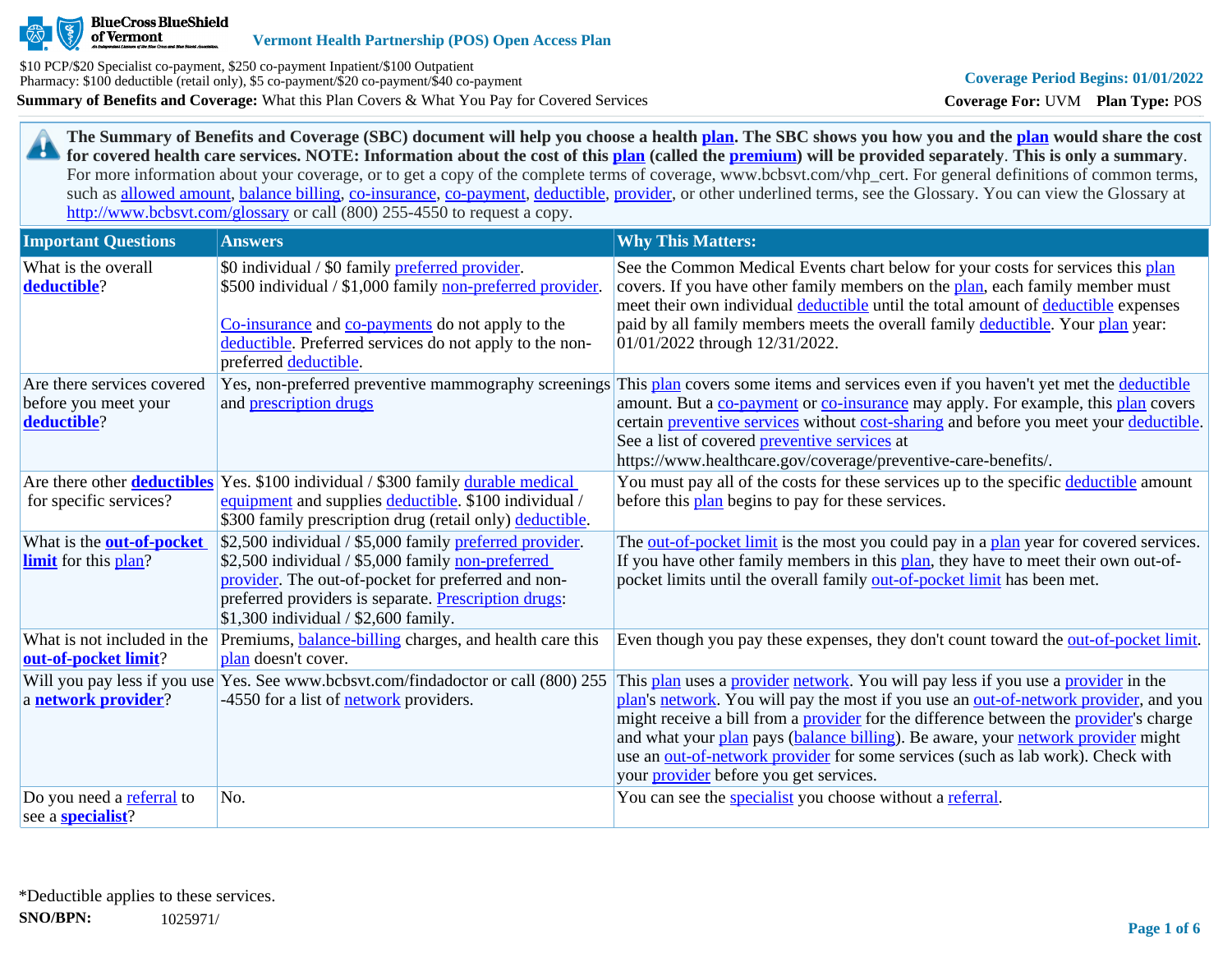BlueCross BlueShield of Vermont

**Vermont Health Partnership (POS) Open Access Plan**

$10 PCP/$20 Specialist co-payment, $250 co-payment Inpatient/$100 Outpatient
Pharmacy: $100 deductible (retail only), $5 co-payment/$20 co-payment/$40 co-payment

**Summary of Benefits and Coverage:** What this Plan Covers & What You Pay for Covered Services

**Coverage Period Begins: 01/01/2022**

**Coverage For:** UVM **Plan Type:** POS

**The Summary of Benefits and Coverage (SBC) document will help you choose a health plan. The SBC shows you how you and the plan would share the cost for covered health care services. NOTE: Information about the cost of this plan (called the premium) will be provided separately. This is only a summary.** For more information about your coverage, or to get a copy of the complete terms of coverage, www.bcbsvt.com/vhp_cert. For general definitions of common terms, such as allowed amount, balance billing, co-insurance, co-payment, deductible, provider, or other underlined terms, see the Glossary. You can view the Glossary at http://www.bcbsvt.com/glossary or call (800) 255-4550 to request a copy.

| Important Questions | Answers | Why This Matters: |
|---|---|---|
| What is the overall **deductible**? | $0 individual / $0 family preferred provider. $500 individual / $1,000 family non-preferred provider.<br><br>Co-insurance and co-payments do not apply to the deductible. Preferred services do not apply to the non-preferred deductible. | See the Common Medical Events chart below for your costs for services this plan covers. If you have other family members on the plan, each family member must meet their own individual deductible until the total amount of deductible expenses paid by all family members meets the overall family deductible. Your plan year: 01/01/2022 through 12/31/2022. |
| Are there services covered before you meet your **deductible**? | Yes, non-preferred preventive mammography screenings and prescription drugs | This plan covers some items and services even if you haven't yet met the deductible amount. But a co-payment or co-insurance may apply. For example, this plan covers certain preventive services without cost-sharing and before you meet your deductible. See a list of covered preventive services at https://www.healthcare.gov/coverage/preventive-care-benefits/. |
| Are there other **deductibles** for specific services? | Yes. $100 individual / $300 family durable medical equipment and supplies deductible. $100 individual / $300 family prescription drug (retail only) deductible. | You must pay all of the costs for these services up to the specific deductible amount before this plan begins to pay for these services. |
| What is the **out-of-pocket limit** for this plan? | $2,500 individual / $5,000 family preferred provider. $2,500 individual / $5,000 family non-preferred provider. The out-of-pocket for preferred and non-preferred providers is separate. Prescription drugs: $1,300 individual / $2,600 family. | The out-of-pocket limit is the most you could pay in a plan year for covered services. If you have other family members in this plan, they have to meet their own out-of-pocket limits until the overall family out-of-pocket limit has been met. |
| What is not included in the **out-of-pocket limit**? | Premiums, balance-billing charges, and health care this plan doesn't cover. | Even though you pay these expenses, they don't count toward the out-of-pocket limit. |
| Will you pay less if you use a **network provider**? | Yes. See www.bcbsvt.com/findadoctor or call (800) 255-4550 for a list of network providers. | This plan uses a provider network. You will pay less if you use a provider in the plan's network. You will pay the most if you use an out-of-network provider, and you might receive a bill from a provider for the difference between the provider's charge and what your plan pays (balance billing). Be aware, your network provider might use an out-of-network provider for some services (such as lab work). Check with your provider before you get services. |
| Do you need a referral to see a **specialist**? | No. | You can see the specialist you choose without a referral. |

*Deductible applies to these services.

**SNO/BPN:** 1025971/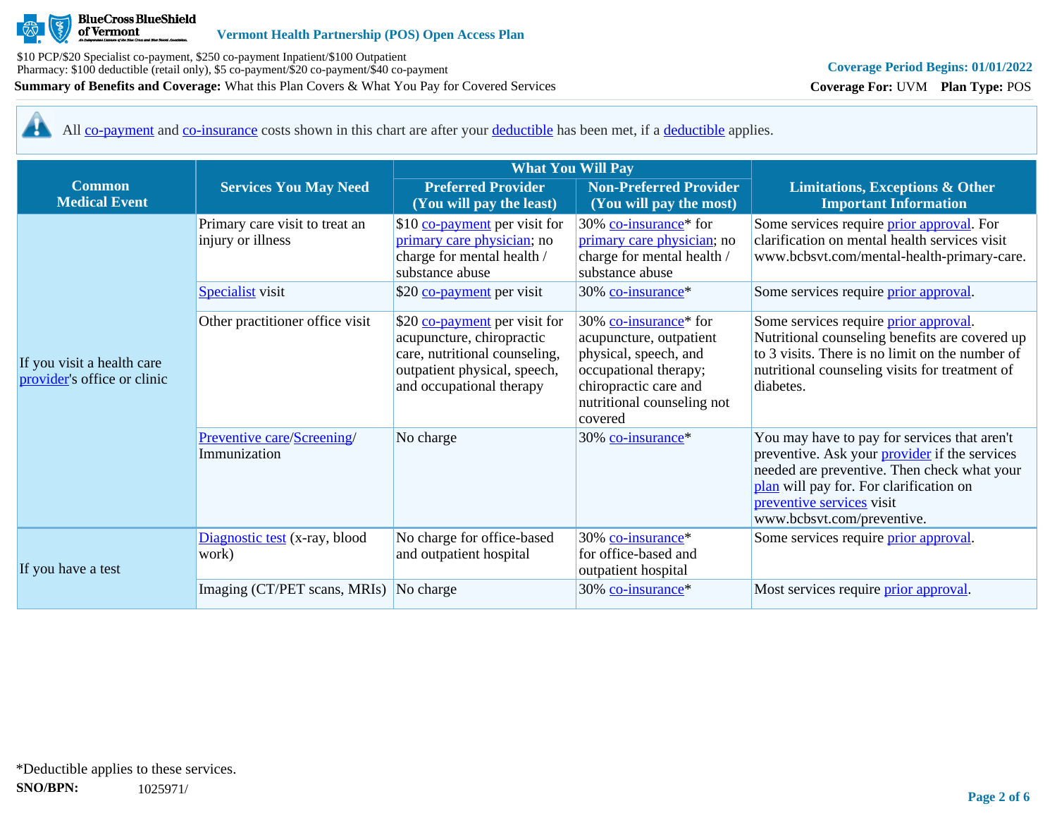All co-payment and co-insurance costs shown in this chart are after your deductible has been met, if a deductible applies.

| Common Medical Event | Services You May Need | What You Will Pay | | Limitations, Exceptions & Other Important Information |
|---|---|---|---|---|
| | | Preferred Provider (You will pay the least) | Non-Preferred Provider (You will pay the most) | |
| If you visit a health care provider's office or clinic | Primary care visit to treat an injury or illness | $10 co-payment per visit for primary care physician; no charge for mental health / substance abuse | 30% co-insurance* for primary care physician; no charge for mental health / substance abuse | Some services require prior approval. For clarification on mental health services visit www.bcbsvt.com/mental-health-primary-care. |
| | Specialist visit | $20 co-payment per visit | 30% co-insurance* | Some services require prior approval. |
| | Other practitioner office visit | $20 co-payment per visit for acupuncture, chiropractic care, nutritional counseling, outpatient physical, speech, and occupational therapy | 30% co-insurance* for acupuncture, outpatient physical, speech, and occupational therapy; chiropractic care and nutritional counseling not covered | Some services require prior approval. Nutritional counseling benefits are covered up to 3 visits. There is no limit on the number of nutritional counseling visits for treatment of diabetes. |
| | Preventive care/Screening/ Immunization | No charge | 30% co-insurance* | You may have to pay for services that aren't preventive. Ask your provider if the services needed are preventive. Then check what your plan will pay for. For clarification on preventive services visit www.bcbsvt.com/preventive. |
| If you have a test | Diagnostic test (x-ray, blood work) | No charge for office-based and outpatient hospital | 30% co-insurance* for office-based and outpatient hospital | Some services require prior approval. |
| | Imaging (CT/PET scans, MRIs) | No charge | 30% co-insurance* | Most services require prior approval. |

*Deductible applies to these services.

**SNO/BPN:** 1025971/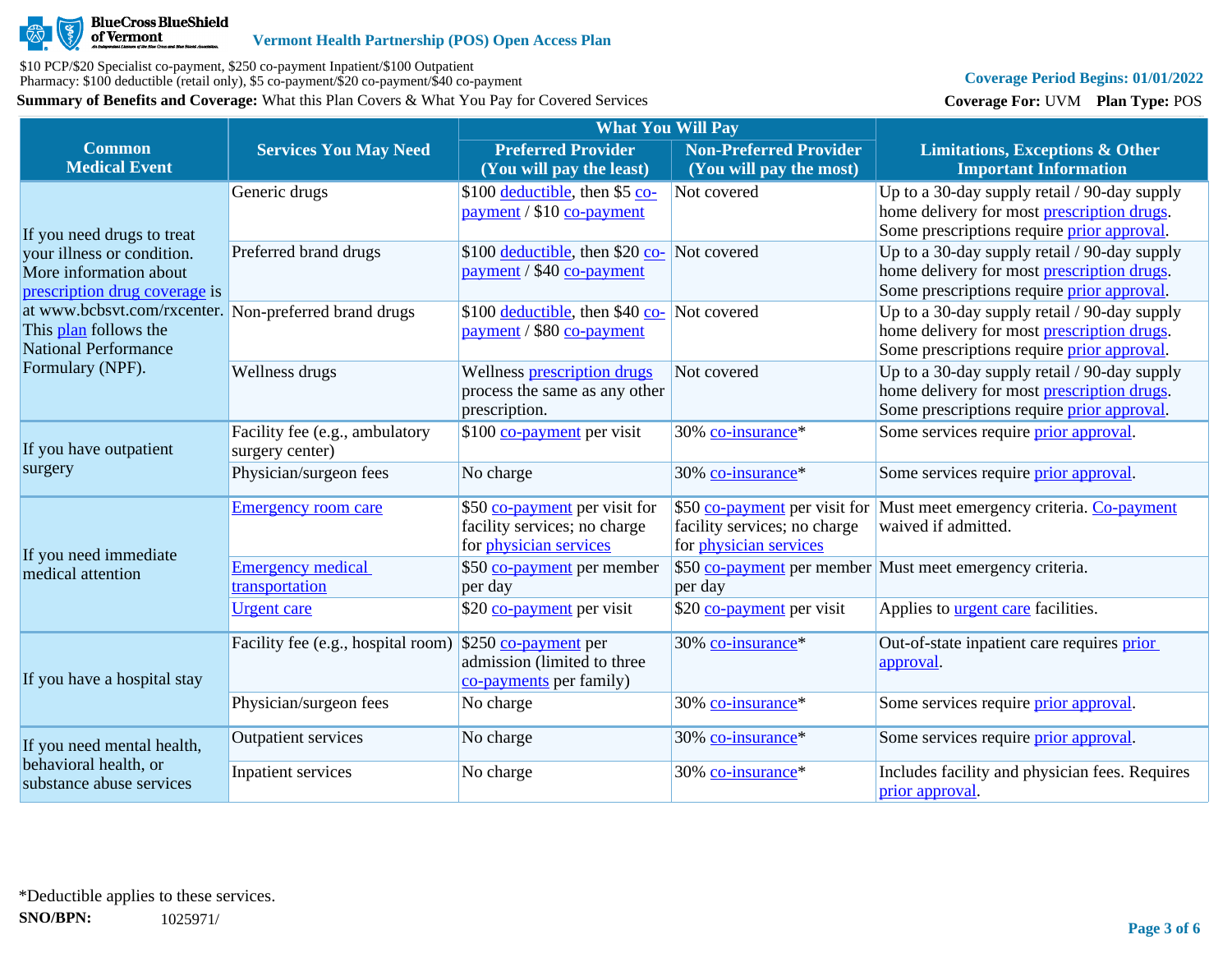| Common Medical Event | Services You May Need | What You Will Pay | | Limitations, Exceptions & Other Important Information |
|---|---|---|---|---|
| | | Preferred Provider (You will pay the least) | Non-Preferred Provider (You will pay the most) | |
| If you need drugs to treat your illness or condition. More information about prescription drug coverage is at www.bcbsvt.com/rxcenter. This plan follows the National Performance Formulary (NPF). | Generic drugs | $100 deductible, then $5 co-payment / $10 co-payment | Not covered | Up to a 30-day supply retail / 90-day supply home delivery for most prescription drugs. Some prescriptions require prior approval. |
| | Preferred brand drugs | $100 deductible, then $20 co-payment / $40 co-payment | Not covered | Up to a 30-day supply retail / 90-day supply home delivery for most prescription drugs. Some prescriptions require prior approval. |
| | Non-preferred brand drugs | $100 deductible, then $40 co-payment / $80 co-payment | Not covered | Up to a 30-day supply retail / 90-day supply home delivery for most prescription drugs. Some prescriptions require prior approval. |
| | Wellness drugs | Wellness prescription drugs process the same as any other prescription. | Not covered | Up to a 30-day supply retail / 90-day supply home delivery for most prescription drugs. Some prescriptions require prior approval. |
| If you have outpatient surgery | Facility fee (e.g., ambulatory surgery center) | $100 co-payment per visit | 30% co-insurance* | Some services require prior approval. |
| | Physician/surgeon fees | No charge | 30% co-insurance* | Some services require prior approval. |
| If you need immediate medical attention | Emergency room care | $50 co-payment per visit for facility services; no charge for physician services | $50 co-payment per visit for facility services; no charge for physician services | Must meet emergency criteria. Co-payment waived if admitted. |
| | Emergency medical transportation | $50 co-payment per member per day | $50 co-payment per member per day | Must meet emergency criteria. |
| | Urgent care | $20 co-payment per visit | $20 co-payment per visit | Applies to urgent care facilities. |
| If you have a hospital stay | Facility fee (e.g., hospital room) | $250 co-payment per admission (limited to three co-payments per family) | 30% co-insurance* | Out-of-state inpatient care requires prior approval. |
| | Physician/surgeon fees | No charge | 30% co-insurance* | Some services require prior approval. |
| If you need mental health, behavioral health, or substance abuse services | Outpatient services | No charge | 30% co-insurance* | Some services require prior approval. |
| | Inpatient services | No charge | 30% co-insurance* | Includes facility and physician fees. Requires prior approval. |

*Deductible applies to these services.

**SNO/BPN:** 1025971/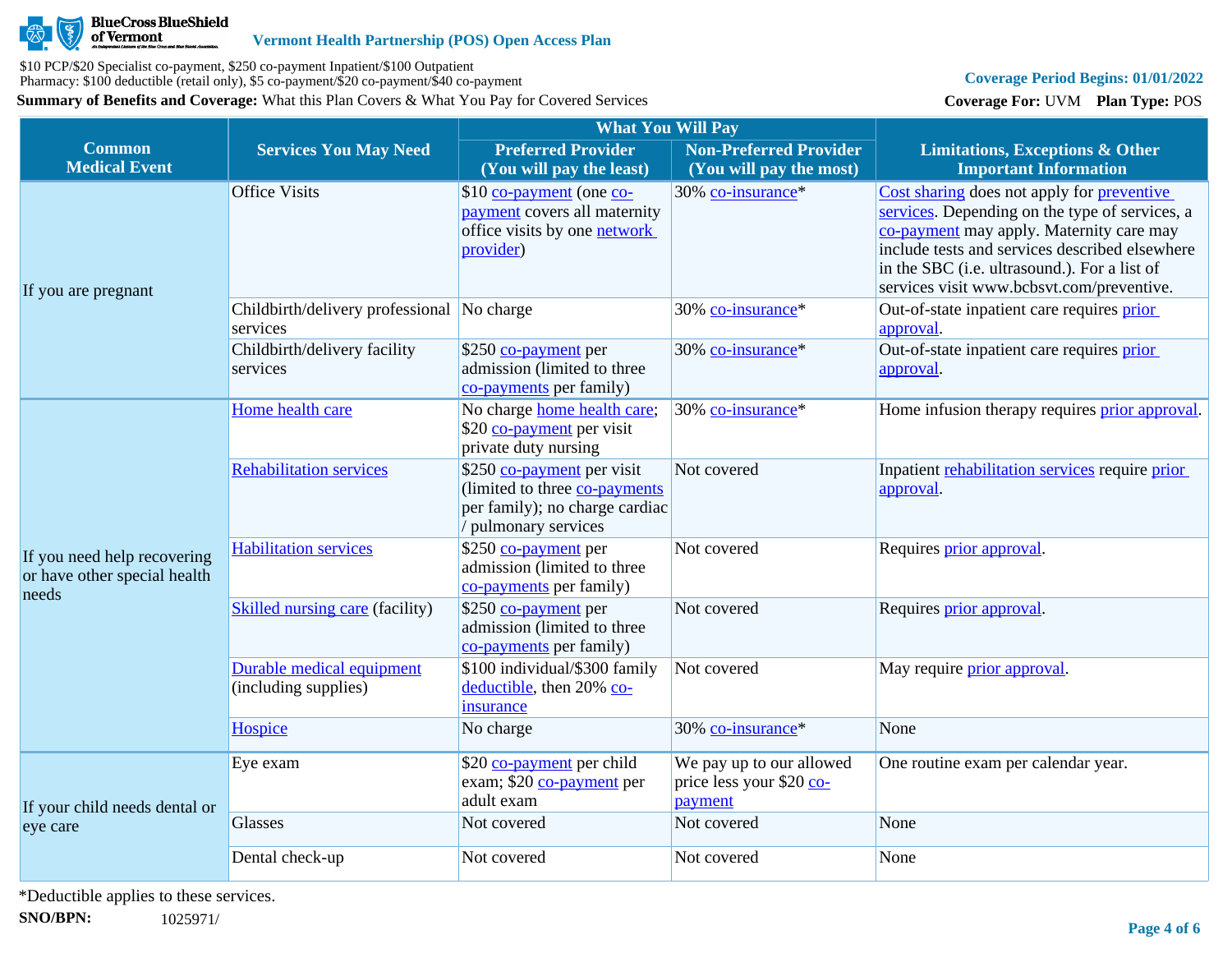BlueCross BlueShield of Vermont

**Vermont Health Partnership (POS) Open Access Plan**

$10 PCP/$20 Specialist co-payment, $250 co-payment Inpatient/$100 Outpatient
Pharmacy: $100 deductible (retail only), $5 co-payment/$20 co-payment/$40 co-payment

**Coverage Period Begins: 01/01/2022**

**Summary of Benefits and Coverage:** What this Plan Covers & What You Pay for Covered Services

**Coverage For:** UVM **Plan Type:** POS

| Common Medical Event | Services You May Need | What You Will Pay | | Limitations, Exceptions & Other Important Information |
|---|---|---|---|---|
| | | Preferred Provider (You will pay the least) | Non-Preferred Provider (You will pay the most) | |
| If you are pregnant | Office Visits | $10 co-payment (one co-payment covers all maternity office visits by one network provider) | 30% co-insurance* | Cost sharing does not apply for preventive services. Depending on the type of services, a co-payment may apply. Maternity care may include tests and services described elsewhere in the SBC (i.e. ultrasound.). For a list of services visit www.bcbsvt.com/preventive. |
| | Childbirth/delivery professional services | No charge | 30% co-insurance* | Out-of-state inpatient care requires prior approval. |
| | Childbirth/delivery facility services | $250 co-payment per admission (limited to three co-payments per family) | 30% co-insurance* | Out-of-state inpatient care requires prior approval. |
| If you need help recovering or have other special health needs | Home health care | No charge home health care; $20 co-payment per visit private duty nursing | 30% co-insurance* | Home infusion therapy requires prior approval. |
| | Rehabilitation services | $250 co-payment per visit (limited to three co-payments per family); no charge cardiac / pulmonary services | Not covered | Inpatient rehabilitation services require prior approval. |
| | Habilitation services | $250 co-payment per admission (limited to three co-payments per family) | Not covered | Requires prior approval. |
| | Skilled nursing care (facility) | $250 co-payment per admission (limited to three co-payments per family) | Not covered | Requires prior approval. |
| | Durable medical equipment (including supplies) | $100 individual/$300 family deductible, then 20% co-insurance | Not covered | May require prior approval. |
| | Hospice | No charge | 30% co-insurance* | None |
| If your child needs dental or eye care | Eye exam | $20 co-payment per child exam; $20 co-payment per adult exam | We pay up to our allowed price less your $20 co-payment | One routine exam per calendar year. |
| | Glasses | Not covered | Not covered | None |
| | Dental check-up | Not covered | Not covered | None |

*Deductible applies to these services.

**SNO/BPN:** 1025971/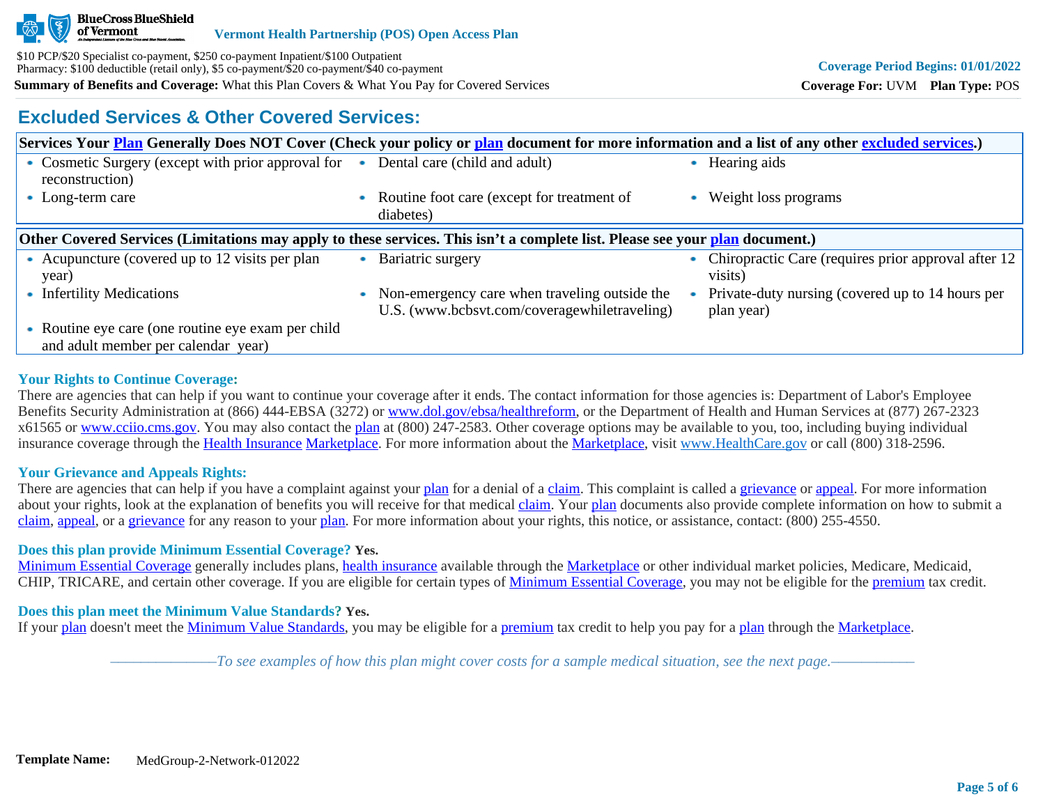## Excluded Services & Other Covered Services:

| Services Your Plan Generally Does NOT Cover (Check your policy or plan document for more information and a list of any other excluded services.) | | |
|---|---|---|
| • Cosmetic Surgery (except with prior approval for reconstruction) | • Dental care (child and adult) | • Hearing aids |
| • Long-term care | • Routine foot care (except for treatment of diabetes) | • Weight loss programs |

| Other Covered Services (Limitations may apply to these services. This isn't a complete list. Please see your plan document.) | | |
|---|---|---|
| • Acupuncture (covered up to 12 visits per plan year) | • Bariatric surgery | • Chiropractic Care (requires prior approval after 12 visits) |
| • Infertility Medications | • Non-emergency care when traveling outside the U.S. (www.bcbsvt.com/coveragewhiletraveling) | • Private-duty nursing (covered up to 14 hours per plan year) |
| • Routine eye care (one routine eye exam per child and adult member per calendar year) | | |

**Your Rights to Continue Coverage:**
There are agencies that can help if you want to continue your coverage after it ends. The contact information for those agencies is: Department of Labor's Employee Benefits Security Administration at (866) 444-EBSA (3272) or www.dol.gov/ebsa/healthreform, or the Department of Health and Human Services at (877) 267-2323 x61565 or www.cciio.cms.gov. You may also contact the plan at (800) 247-2583. Other coverage options may be available to you, too, including buying individual insurance coverage through the Health Insurance Marketplace. For more information about the Marketplace, visit www.HealthCare.gov or call (800) 318-2596.

**Your Grievance and Appeals Rights:**
There are agencies that can help if you have a complaint against your plan for a denial of a claim. This complaint is called a grievance or appeal. For more information about your rights, look at the explanation of benefits you will receive for that medical claim. Your plan documents also provide complete information on how to submit a claim, appeal, or a grievance for any reason to your plan. For more information about your rights, this notice, or assistance, contact: (800) 255-4550.

**Does this plan provide Minimum Essential Coverage? Yes.**
Minimum Essential Coverage generally includes plans, health insurance available through the Marketplace or other individual market policies, Medicare, Medicaid, CHIP, TRICARE, and certain other coverage. If you are eligible for certain types of Minimum Essential Coverage, you may not be eligible for the premium tax credit.

**Does this plan meet the Minimum Value Standards? Yes.**
If your plan doesn't meet the Minimum Value Standards, you may be eligible for a premium tax credit to help you pay for a plan through the Marketplace.

*——————To see examples of how this plan might cover costs for a sample medical situation, see the next page.——————*

**Template Name:** MedGroup-2-Network-012022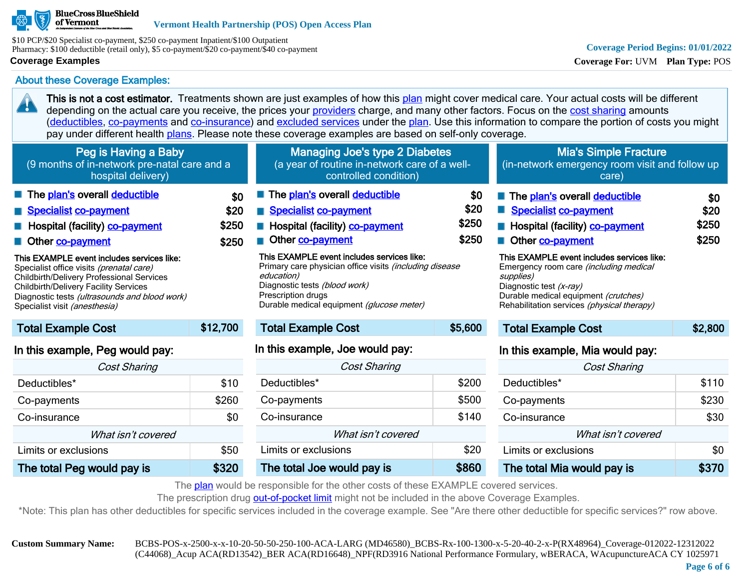BlueCross BlueShield of Vermont

**Vermont Health Partnership (POS) Open Access Plan**

$10 PCP/$20 Specialist co-payment, $250 co-payment Inpatient/$100 Outpatient
Pharmacy: $100 deductible (retail only), $5 co-payment/$20 co-payment/$40 co-payment

**Coverage Period Begins: 01/01/2022**

**Coverage Examples**

**Coverage For:** UVM **Plan Type:** POS

## About these Coverage Examples:

**This is not a cost estimator.** Treatments shown are just examples of how this plan might cover medical care. Your actual costs will be different depending on the actual care you receive, the prices your providers charge, and many other factors. Focus on the cost sharing amounts (deductibles, co-payments and co-insurance) and excluded services under the plan. Use this information to compare the portion of costs you might pay under different health plans. Please note these coverage examples are based on self-only coverage.

### Peg is Having a Baby
(9 months of in-network pre-natal care and a hospital delivery)

- The plan's overall deductible: $0
- Specialist co-payment: $20
- Hospital (facility) co-payment: $250
- Other co-payment: $250

**This EXAMPLE event includes services like:**
Specialist office visits *(prenatal care)*
Childbirth/Delivery Professional Services
Childbirth/Delivery Facility Services
Diagnostic tests *(ultrasounds and blood work)*
Specialist visit *(anesthesia)*

| Total Example Cost | $12,700 |
|---|---|
| **In this example, Peg would pay:** | |
| *Cost Sharing* | |
| Deductibles* | $10 |
| Co-payments | $260 |
| Co-insurance | $0 |
| *What isn't covered* | |
| Limits or exclusions | $50 |
| **The total Peg would pay is** | **$320** |

### Managing Joe's type 2 Diabetes
(a year of routine in-network care of a well-controlled condition)

- The plan's overall deductible: $0
- Specialist co-payment: $20
- Hospital (facility) co-payment: $250
- Other co-payment: $250

**This EXAMPLE event includes services like:**
Primary care physician office visits *(including disease education)*
Diagnostic tests *(blood work)*
Prescription drugs
Durable medical equipment *(glucose meter)*

| Total Example Cost | $5,600 |
|---|---|
| **In this example, Joe would pay:** | |
| *Cost Sharing* | |
| Deductibles* | $200 |
| Co-payments | $500 |
| Co-insurance | $140 |
| *What isn't covered* | |
| Limits or exclusions | $20 |
| **The total Joe would pay is** | **$860** |

### Mia's Simple Fracture
(in-network emergency room visit and follow up care)

- The plan's overall deductible: $0
- Specialist co-payment: $20
- Hospital (facility) co-payment: $250
- Other co-payment: $250

**This EXAMPLE event includes services like:**
Emergency room care *(including medical supplies)*
Diagnostic test *(x-ray)*
Durable medical equipment *(crutches)*
Rehabilitation services *(physical therapy)*

| Total Example Cost | $2,800 |
|---|---|
| **In this example, Mia would pay:** | |
| *Cost Sharing* | |
| Deductibles* | $110 |
| Co-payments | $230 |
| Co-insurance | $30 |
| *What isn't covered* | |
| Limits or exclusions | $0 |
| **The total Mia would pay is** | **$370** |

The plan would be responsible for the other costs of these EXAMPLE covered services.
The prescription drug out-of-pocket limit might not be included in the above Coverage Examples.
*Note: This plan has other deductibles for specific services included in the coverage example. See "Are there other deductible for specific services?" row above.

**Custom Summary Name:** BCBS-POS-x-2500-x-x-10-20-50-50-250-100-ACA-LARG (MD46580)_BCBS-Rx-100-1300-x-5-20-40-2-x-P(RX48964)_Coverage-012022-12312022 (C44068)_Acup ACA(RD13542)_BER ACA(RD16648)_NPF(RD3916 National Performance Formulary, wBERACA, WAcupunctureACA CY 1025971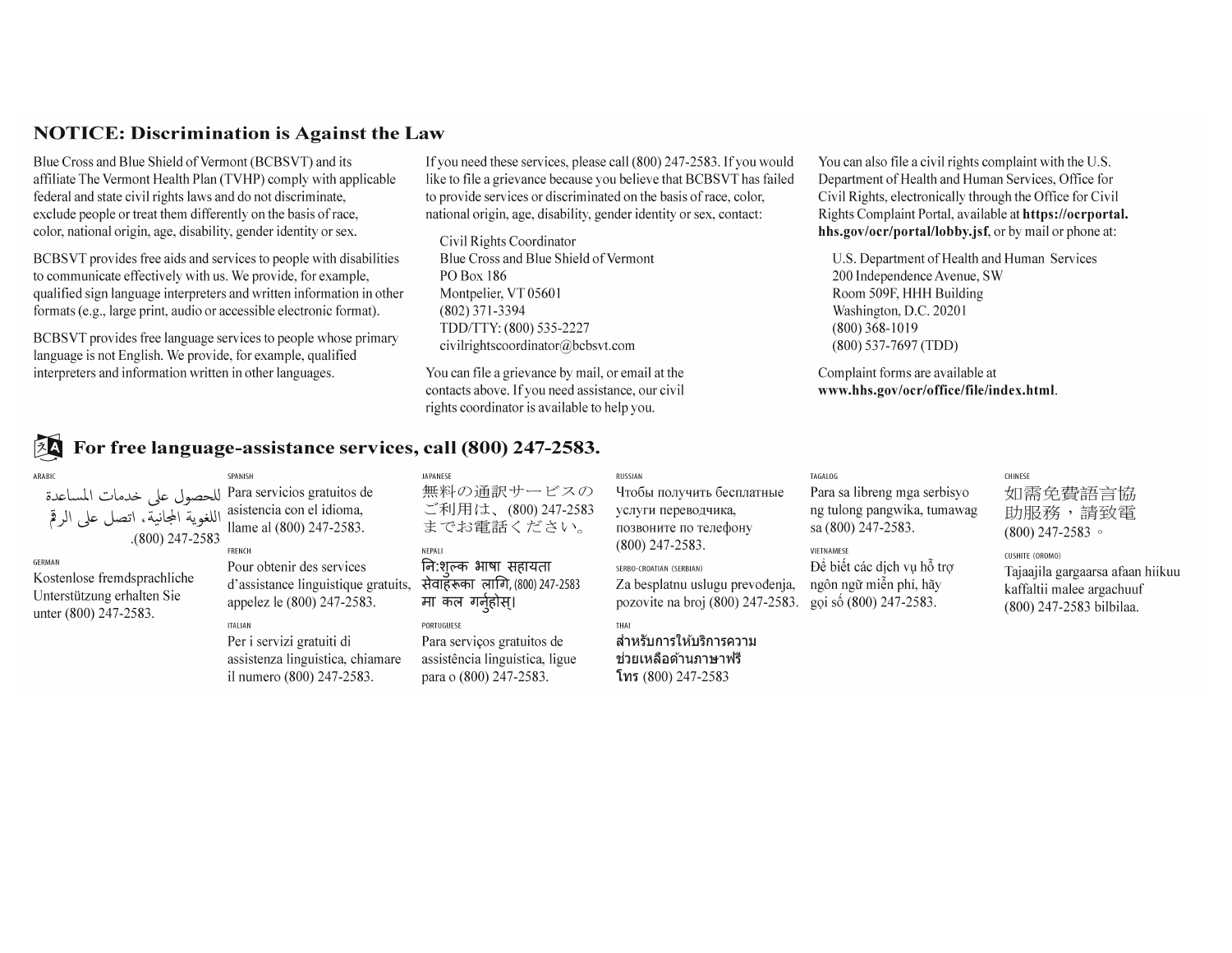## NOTICE: Discrimination is Against the Law

Blue Cross and Blue Shield of Vermont (BCBSVT) and its affiliate The Vermont Health Plan (TVHP) comply with applicable federal and state civil rights laws and do not discriminate, exclude people or treat them differently on the basis of race, color, national origin, age, disability, gender identity or sex.

BCBSVT provides free aids and services to people with disabilities to communicate effectively with us. We provide, for example, qualified sign language interpreters and written information in other formats (e.g., large print, audio or accessible electronic format).

BCBSVT provides free language services to people whose primary language is not English. We provide, for example, qualified interpreters and information written in other languages.

If you need these services, please call (800) 247-2583. If you would like to file a grievance because you believe that BCBSVT has failed to provide services or discriminated on the basis of race, color, national origin, age, disability, gender identity or sex, contact:

Civil Rights Coordinator
Blue Cross and Blue Shield of Vermont
PO Box 186
Montpelier, VT 05601
(802) 371-3394
TDD/TTY: (800) 535-2227
civilrightscoordinator@bcbsvt.com

You can file a grievance by mail, or email at the contacts above. If you need assistance, our civil rights coordinator is available to help you.

You can also file a civil rights complaint with the U.S. Department of Health and Human Services, Office for Civil Rights, electronically through the Office for Civil Rights Complaint Portal, available at **https://ocrportal.hhs.gov/ocr/portal/lobby.jsf**, or by mail or phone at:

U.S. Department of Health and Human Services
200 Independence Avenue, SW
Room 509F, HHH Building
Washington, D.C. 20201
(800) 368-1019
(800) 537-7697 (TDD)

Complaint forms are available at **www.hhs.gov/ocr/office/file/index.html**.

## For free language-assistance services, call (800) 247-2583.

ARABIC

للحصول على خدمات المساعدة اللغوية المجانية، اتصل على الرقم (800) 247-2583.

GERMAN

Kostenlose fremdsprachliche Unterstützung erhalten Sie unter (800) 247-2583.

SPANISH

Para servicios gratuitos de asistencia con el idioma, llame al (800) 247-2583.

FRENCH

Pour obtenir des services d'assistance linguistique gratuits, appelez le (800) 247-2583.

ITALIAN

Per i servizi gratuiti di assistenza linguistica, chiamare il numero (800) 247-2583.

JAPANESE

無料の通訳サービスのご利用は、(800) 247-2583 までお電話ください。

NEPALI

नि:शुल्क भाषा सहायता सेवाहरूका लागि, (800) 247-2583 मा कल गर्नुहोस्।

PORTUGUESE

Para serviços gratuitos de assistência linguística, ligue para o (800) 247-2583.

RUSSIAN

Чтобы получить бесплатные услуги переводчика, позвоните по телефону (800) 247-2583.

SERBO-CROATIAN (SERBIAN)

Za besplatnu uslugu prevođenja, pozovite na broj (800) 247-2583.

THAI

สำหรับการให้บริการความช่วยเหลือด้านภาษาฟรี โทร (800) 247-2583

TAGALOG

Para sa libreng mga serbisyo ng tulong pangwika, tumawag sa (800) 247-2583.

VIETNAMESE

Để biết các dịch vụ hỗ trợ ngôn ngữ miễn phí, hãy gọi số (800) 247-2583.

CHINESE

如需免費語言協助服務，請致電 (800) 247-2583。

CUSHITE (OROMO)

Tajaajila gargaarsa afaan hiikuu kaffaltii malee argachuuf (800) 247-2583 bilbilaa.